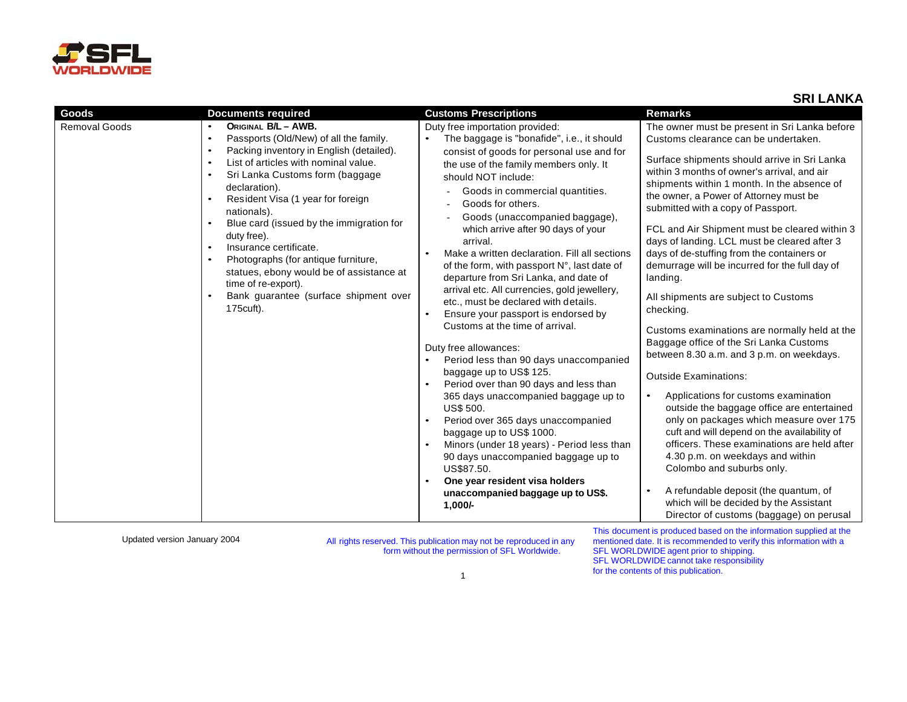## SRI LANKA

| Goods | Documents required | Customs Prescriptions | Remarks |
|---|---|---|---|
| Removal Goods | • **ORIGINAL B/L – AWB.**<br>• Passports (Old/New) of all the family.<br>• Packing inventory in English (detailed).<br>• List of articles with nominal value.<br>• Sri Lanka Customs form (baggage declaration).<br>• Resident Visa (1 year for foreign nationals).<br>• Blue card (issued by the immigration for duty free).<br>• Insurance certificate.<br>• Photographs (for antique furniture, statues, ebony would be of assistance at time of re-export).<br>• Bank guarantee (surface shipment over 175cuft). | Duty free importation provided:<br>• The baggage is "bonafide", i.e., it should consist of goods for personal use and for the use of the family members only. It should NOT include:<br>- Goods in commercial quantities.<br>- Goods for others.<br>- Goods (unaccompanied baggage), which arrive after 90 days of your arrival.<br>• Make a written declaration. Fill all sections of the form, with passport N°, last date of departure from Sri Lanka, and date of arrival etc. All currencies, gold jewellery, etc., must be declared with details.<br>• Ensure your passport is endorsed by Customs at the time of arrival.<br><br>Duty free allowances:<br>• Period less than 90 days unaccompanied baggage up to US$ 125.<br>• Period over than 90 days and less than 365 days unaccompanied baggage up to US$ 500.<br>• Period over 365 days unaccompanied baggage up to US$ 1000.<br>• Minors (under 18 years) - Period less than 90 days unaccompanied baggage up to US$87.50.<br>• **One year resident visa holders unaccompanied baggage up to US$. 1,000/-** | The owner must be present in Sri Lanka before Customs clearance can be undertaken.<br><br>Surface shipments should arrive in Sri Lanka within 3 months of owner's arrival, and air shipments within 1 month. In the absence of the owner, a Power of Attorney must be submitted with a copy of Passport.<br><br>FCL and Air Shipment must be cleared within 3 days of landing. LCL must be cleared after 3 days of de-stuffing from the containers or demurrage will be incurred for the full day of landing.<br><br>All shipments are subject to Customs checking.<br><br>Customs examinations are normally held at the Baggage office of the Sri Lanka Customs between 8.30 a.m. and 3 p.m. on weekdays.<br><br>Outside Examinations:<br>• Applications for customs examination outside the baggage office are entertained only on packages which measure over 175 cuft and will depend on the availability of officers. These examinations are held after 4.30 p.m. on weekdays and within Colombo and suburbs only.<br>• A refundable deposit (the quantum, of which will be decided by the Assistant Director of customs (baggage) on perusal |

Updated version January 2004

All rights reserved. This publication may not be reproduced in any form without the permission of SFL Worldwide.

This document is produced based on the information supplied at the mentioned date. It is recommended to verify this information with a SFL WORLDWIDE agent prior to shipping. SFL WORLDWIDE cannot take responsibility for the contents of this publication.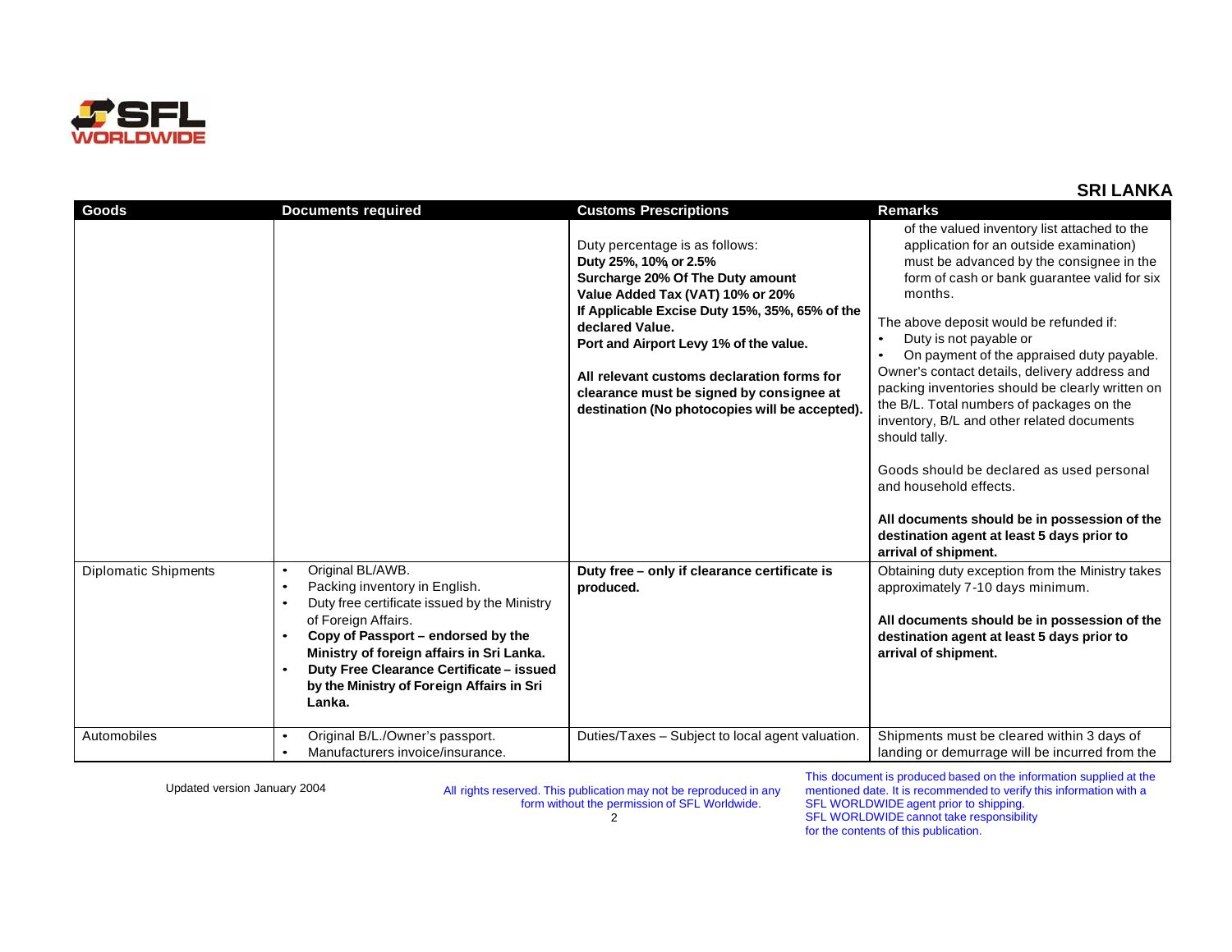## SRI LANKA

| Goods | Documents required | Customs Prescriptions | Remarks |
|---|---|---|---|
| | | Duty percentage is as follows:<br>**Duty 25%, 10% or 2.5%**<br>**Surcharge 20% Of The Duty amount**<br>**Value Added Tax (VAT) 10% or 20%**<br>**If Applicable Excise Duty 15%, 35%, 65% of the declared Value.**<br>**Port and Airport Levy 1% of the value.**<br><br>**All relevant customs declaration forms for clearance must be signed by consignee at destination (No photocopies will be accepted).** | of the valued inventory list attached to the application for an outside examination) must be advanced by the consignee in the form of cash or bank guarantee valid for six months.<br><br>The above deposit would be refunded if:<br>• Duty is not payable or<br>• On payment of the appraised duty payable.<br>Owner's contact details, delivery address and packing inventories should be clearly written on the B/L. Total numbers of packages on the inventory, B/L and other related documents should tally.<br><br>Goods should be declared as used personal and household effects.<br><br>**All documents should be in possession of the destination agent at least 5 days prior to arrival of shipment.** |
| Diplomatic Shipments | • Original BL/AWB.<br>• Packing inventory in English.<br>• Duty free certificate issued by the Ministry of Foreign Affairs.<br>• **Copy of Passport – endorsed by the Ministry of foreign affairs in Sri Lanka.**<br>• **Duty Free Clearance Certificate – issued by the Ministry of Foreign Affairs in Sri Lanka.** | **Duty free – only if clearance certificate is produced.** | Obtaining duty exception from the Ministry takes approximately 7-10 days minimum.<br><br>**All documents should be in possession of the destination agent at least 5 days prior to arrival of shipment.** |
| Automobiles | • Original B/L./Owner's passport.<br>• Manufacturers invoice/insurance. | Duties/Taxes – Subject to local agent valuation. | Shipments must be cleared within 3 days of landing or demurrage will be incurred from the |

Updated version January 2004

All rights reserved. This publication may not be reproduced in any form without the permission of SFL Worldwide.

This document is produced based on the information supplied at the mentioned date. It is recommended to verify this information with a SFL WORLDWIDE agent prior to shipping. SFL WORLDWIDE cannot take responsibility for the contents of this publication.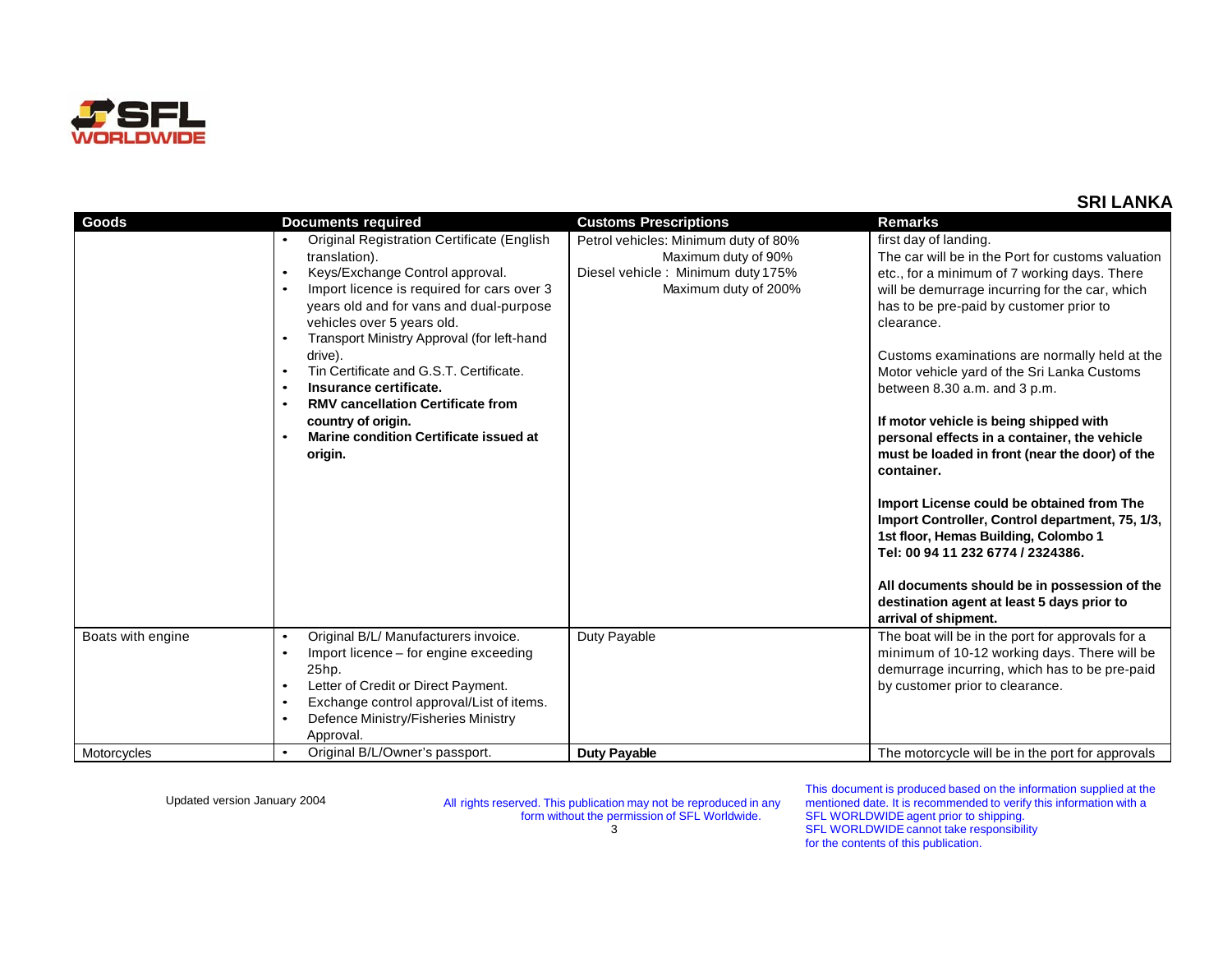## SRI LANKA

| Goods | Documents required | Customs Prescriptions | Remarks |
|---|---|---|---|
| | • Original Registration Certificate (English translation).<br>• Keys/Exchange Control approval.<br>• Import licence is required for cars over 3 years old and for vans and dual-purpose vehicles over 5 years old.<br>• Transport Ministry Approval (for left-hand drive).<br>• Tin Certificate and G.S.T. Certificate.<br>• **Insurance certificate.**<br>• **RMV cancellation Certificate from country of origin.**<br>• **Marine condition Certificate issued at origin.** | Petrol vehicles: Minimum duty of 80%<br>Maximum duty of 90%<br>Diesel vehicle : Minimum duty 175%<br>Maximum duty of 200% | first day of landing.<br>The car will be in the Port for customs valuation etc., for a minimum of 7 working days. There will be demurrage incurring for the car, which has to be pre-paid by customer prior to clearance.<br><br>Customs examinations are normally held at the Motor vehicle yard of the Sri Lanka Customs between 8.30 a.m. and 3 p.m.<br><br>**If motor vehicle is being shipped with personal effects in a container, the vehicle must be loaded in front (near the door) of the container.**<br><br>**Import License could be obtained from The Import Controller, Control department, 75, 1/3, 1st floor, Hemas Building, Colombo 1 Tel: 00 94 11 232 6774 / 2324386.**<br><br>**All documents should be in possession of the destination agent at least 5 days prior to arrival of shipment.** |
| Boats with engine | • Original B/L/ Manufacturers invoice.<br>• Import licence – for engine exceeding 25hp.<br>• Letter of Credit or Direct Payment.<br>• Exchange control approval/List of items.<br>• Defence Ministry/Fisheries Ministry Approval. | Duty Payable | The boat will be in the port for approvals for a minimum of 10-12 working days. There will be demurrage incurring, which has to be pre-paid by customer prior to clearance. |
| Motorcycles | • Original B/L/Owner's passport. | **Duty Payable** | The motorcycle will be in the port for approvals |

Updated version January 2004

All rights reserved. This publication may not be reproduced in any form without the permission of SFL Worldwide.

This document is produced based on the information supplied at the mentioned date. It is recommended to verify this information with a SFL WORLDWIDE agent prior to shipping. SFL WORLDWIDE cannot take responsibility for the contents of this publication.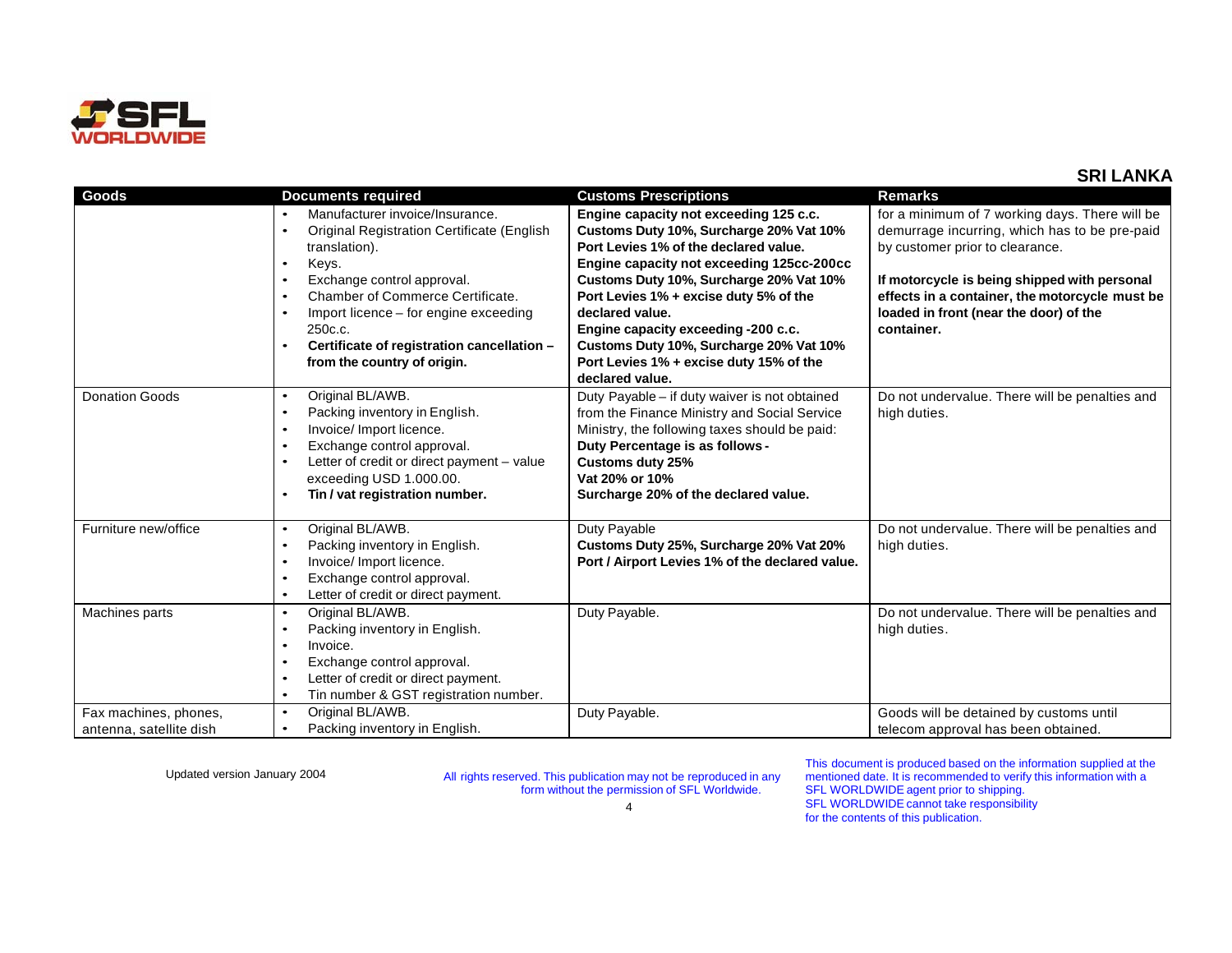## SRI LANKA

| Goods | Documents required | Customs Prescriptions | Remarks |
|---|---|---|---|
| | • Manufacturer invoice/Insurance.<br>• Original Registration Certificate (English translation).<br>• Keys.<br>• Exchange control approval.<br>• Chamber of Commerce Certificate.<br>• Import licence – for engine exceeding 250c.c.<br>• **Certificate of registration cancellation – from the country of origin.** | **Engine capacity not exceeding 125 c.c. Customs Duty 10%, Surcharge 20% Vat 10% Port Levies 1% of the declared value. Engine capacity not exceeding 125cc-200cc Customs Duty 10%, Surcharge 20% Vat 10% Port Levies 1% + excise duty 5% of the declared value. Engine capacity exceeding -200 c.c. Customs Duty 10%, Surcharge 20% Vat 10% Port Levies 1% + excise duty 15% of the declared value.** | for a minimum of 7 working days. There will be demurrage incurring, which has to be pre-paid by customer prior to clearance.<br><br>**If motorcycle is being shipped with personal effects in a container, the motorcycle must be loaded in front (near the door) of the container.** |
| Donation Goods | • Original BL/AWB.<br>• Packing inventory in English.<br>• Invoice/ Import licence.<br>• Exchange control approval.<br>• Letter of credit or direct payment – value exceeding USD 1.000.00.<br>• **Tin / vat registration number.** | Duty Payable – if duty waiver is not obtained from the Finance Ministry and Social Service Ministry, the following taxes should be paid: **Duty Percentage is as follows - Customs duty 25% Vat 20% or 10% Surcharge 20% of the declared value.** | Do not undervalue. There will be penalties and high duties. |
| Furniture new/office | • Original BL/AWB.<br>• Packing inventory in English.<br>• Invoice/ Import licence.<br>• Exchange control approval.<br>• Letter of credit or direct payment. | Duty Payable<br>**Customs Duty 25%, Surcharge 20% Vat 20% Port / Airport Levies 1% of the declared value.** | Do not undervalue. There will be penalties and high duties. |
| Machines parts | • Original BL/AWB.<br>• Packing inventory in English.<br>• Invoice.<br>• Exchange control approval.<br>• Letter of credit or direct payment.<br>• Tin number & GST registration number. | Duty Payable. | Do not undervalue. There will be penalties and high duties. |
| Fax machines, phones, antenna, satellite dish | • Original BL/AWB.<br>• Packing inventory in English. | Duty Payable. | Goods will be detained by customs until telecom approval has been obtained. |

Updated version January 2004

All rights reserved. This publication may not be reproduced in any form without the permission of SFL Worldwide.

This document is produced based on the information supplied at the mentioned date. It is recommended to verify this information with a SFL WORLDWIDE agent prior to shipping. SFL WORLDWIDE cannot take responsibility for the contents of this publication.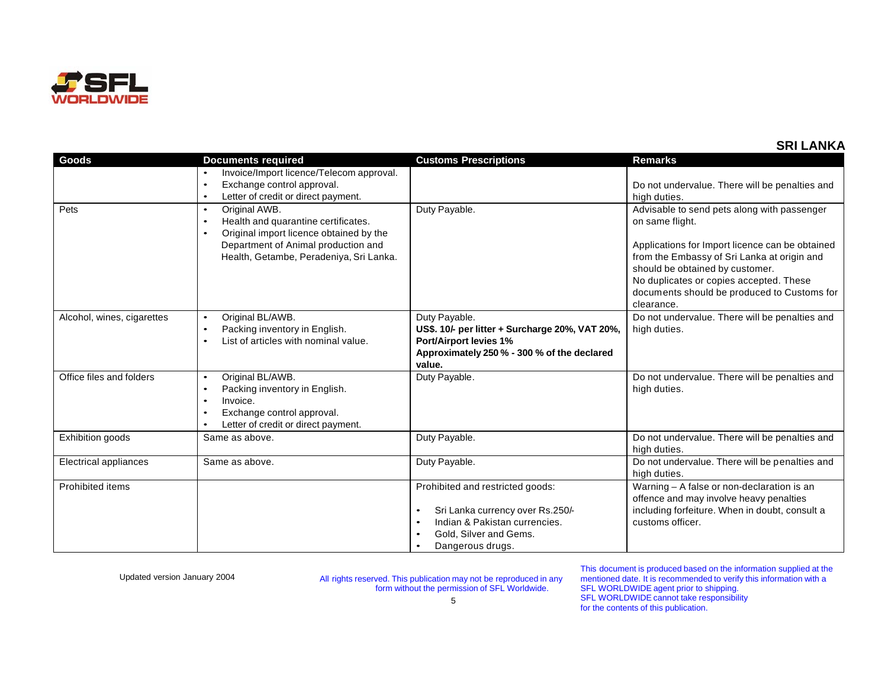## SRI LANKA

| Goods | Documents required | Customs Prescriptions | Remarks |
|---|---|---|---|
| | • Invoice/Import licence/Telecom approval.<br>• Exchange control approval.<br>• Letter of credit or direct payment. | | Do not undervalue. There will be penalties and high duties. |
| Pets | • Original AWB.<br>• Health and quarantine certificates.<br>• Original import licence obtained by the Department of Animal production and Health, Getambe, Peradeniya, Sri Lanka. | Duty Payable. | Advisable to send pets along with passenger on same flight.<br><br>Applications for Import licence can be obtained from the Embassy of Sri Lanka at origin and should be obtained by customer.<br>No duplicates or copies accepted. These documents should be produced to Customs for clearance. |
| Alcohol, wines, cigarettes | • Original BL/AWB.<br>• Packing inventory in English.<br>• List of articles with nominal value. | Duty Payable.<br>**US$. 10/- per litter + Surcharge 20%, VAT 20%, Port/Airport levies 1%**<br>**Approximately 250 % - 300 % of the declared value.** | Do not undervalue. There will be penalties and high duties. |
| Office files and folders | • Original BL/AWB.<br>• Packing inventory in English.<br>• Invoice.<br>• Exchange control approval.<br>• Letter of credit or direct payment. | Duty Payable. | Do not undervalue. There will be penalties and high duties. |
| Exhibition goods | Same as above. | Duty Payable. | Do not undervalue. There will be penalties and high duties. |
| Electrical appliances | Same as above. | Duty Payable. | Do not undervalue. There will be penalties and high duties. |
| Prohibited items | | Prohibited and restricted goods:<br><br>• Sri Lanka currency over Rs.250/-<br>• Indian & Pakistan currencies.<br>• Gold, Silver and Gems.<br>• Dangerous drugs. | Warning – A false or non-declaration is an offence and may involve heavy penalties including forfeiture. When in doubt, consult a customs officer. |

Updated version January 2004

All rights reserved. This publication may not be reproduced in any form without the permission of SFL Worldwide.

This document is produced based on the information supplied at the mentioned date. It is recommended to verify this information with a SFL WORLDWIDE agent prior to shipping. SFL WORLDWIDE cannot take responsibility for the contents of this publication.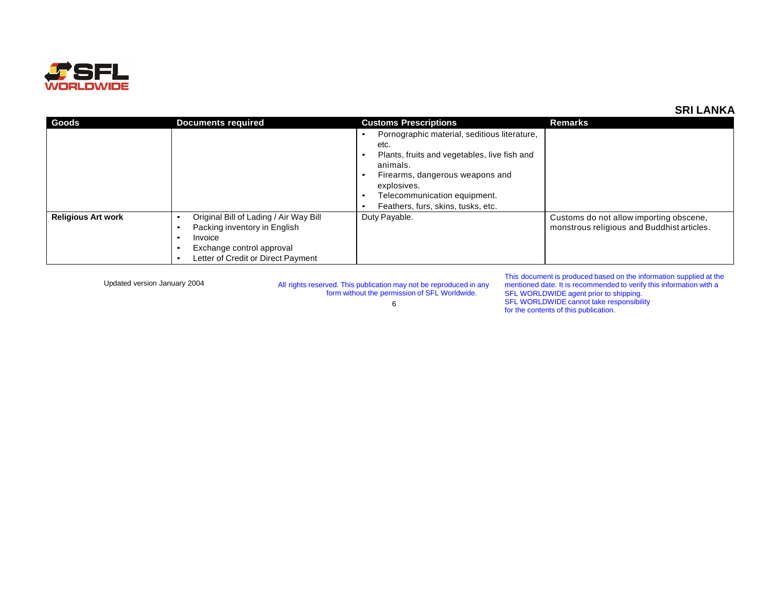## SRI LANKA

| Goods | Documents required | Customs Prescriptions | Remarks |
|---|---|---|---|
| | | • Pornographic material, seditious literature, etc.<br>• Plants, fruits and vegetables, live fish and animals.<br>• Firearms, dangerous weapons and explosives.<br>• Telecommunication equipment.<br>• Feathers, furs, skins, tusks, etc. | |
| **Religious Art work** | • Original Bill of Lading / Air Way Bill<br>• Packing inventory in English<br>• Invoice<br>• Exchange control approval<br>• Letter of Credit or Direct Payment | Duty Payable. | Customs do not allow importing obscene, monstrous religious and Buddhist articles. |

Updated version January 2004

All rights reserved. This publication may not be reproduced in any form without the permission of SFL Worldwide.

This document is produced based on the information supplied at the mentioned date. It is recommended to verify this information with a SFL WORLDWIDE agent prior to shipping. SFL WORLDWIDE cannot take responsibility for the contents of this publication.